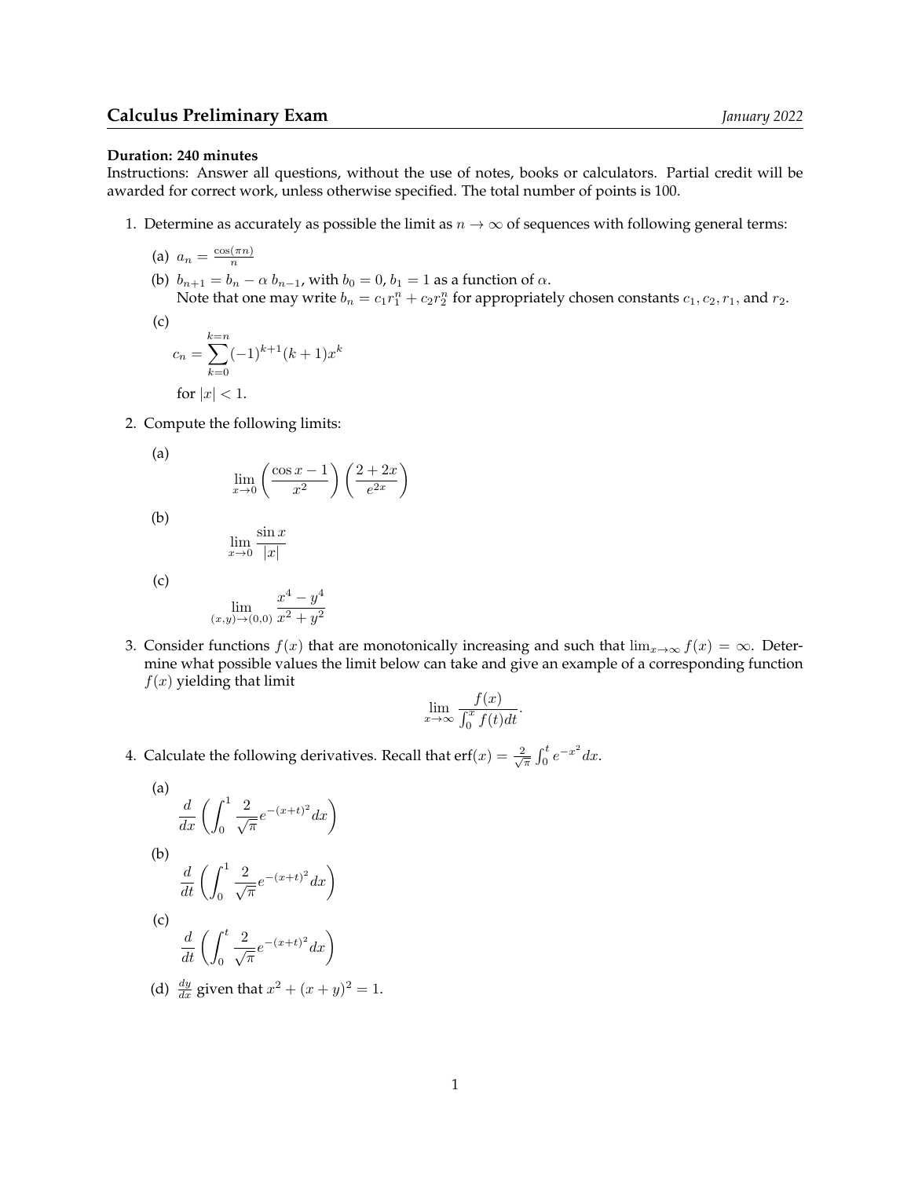# Calculus Preliminary Exam

*January 2022*

**Duration: 240 minutes**

Instructions: Answer all questions, without the use of notes, books or calculators. Partial credit will be awarded for correct work, unless otherwise specified. The total number of points is 100.

1. Determine as accurately as possible the limit as $n \to \infty$ of sequences with following general terms:

   (a) $a_n = \frac{\cos(\pi n)}{n}$

   (b) $b_{n+1} = b_n - \alpha\, b_{n-1}$, with $b_0 = 0$, $b_1 = 1$ as a function of $\alpha$.
   Note that one may write $b_n = c_1 r_1^n + c_2 r_2^n$ for appropriately chosen constants $c_1, c_2, r_1$, and $r_2$.

   (c)
   $$c_n = \sum_{k=0}^{k=n} (-1)^{k+1}(k+1)x^k$$
   for $|x| < 1$.

2. Compute the following limits:

   (a)
   $$\lim_{x \to 0} \left( \frac{\cos x - 1}{x^2} \right) \left( \frac{2 + 2x}{e^{2x}} \right)$$

   (b)
   $$\lim_{x \to 0} \frac{\sin x}{|x|}$$

   (c)
   $$\lim_{(x,y) \to (0,0)} \frac{x^4 - y^4}{x^2 + y^2}$$

3. Consider functions $f(x)$ that are monotonically increasing and such that $\lim_{x\to\infty} f(x) = \infty$. Determine what possible values the limit below can take and give an example of a corresponding function $f(x)$ yielding that limit
   $$\lim_{x \to \infty} \frac{f(x)}{\int_0^x f(t)dt}.$$

4. Calculate the following derivatives. Recall that $\text{erf}(x) = \frac{2}{\sqrt{\pi}} \int_0^t e^{-x^2} dx$.

   (a)
   $$\frac{d}{dx} \left( \int_0^1 \frac{2}{\sqrt{\pi}} e^{-(x+t)^2} dx \right)$$

   (b)
   $$\frac{d}{dt} \left( \int_0^1 \frac{2}{\sqrt{\pi}} e^{-(x+t)^2} dx \right)$$

   (c)
   $$\frac{d}{dt} \left( \int_0^t \frac{2}{\sqrt{\pi}} e^{-(x+t)^2} dx \right)$$

   (d) $\frac{dy}{dx}$ given that $x^2 + (x+y)^2 = 1$.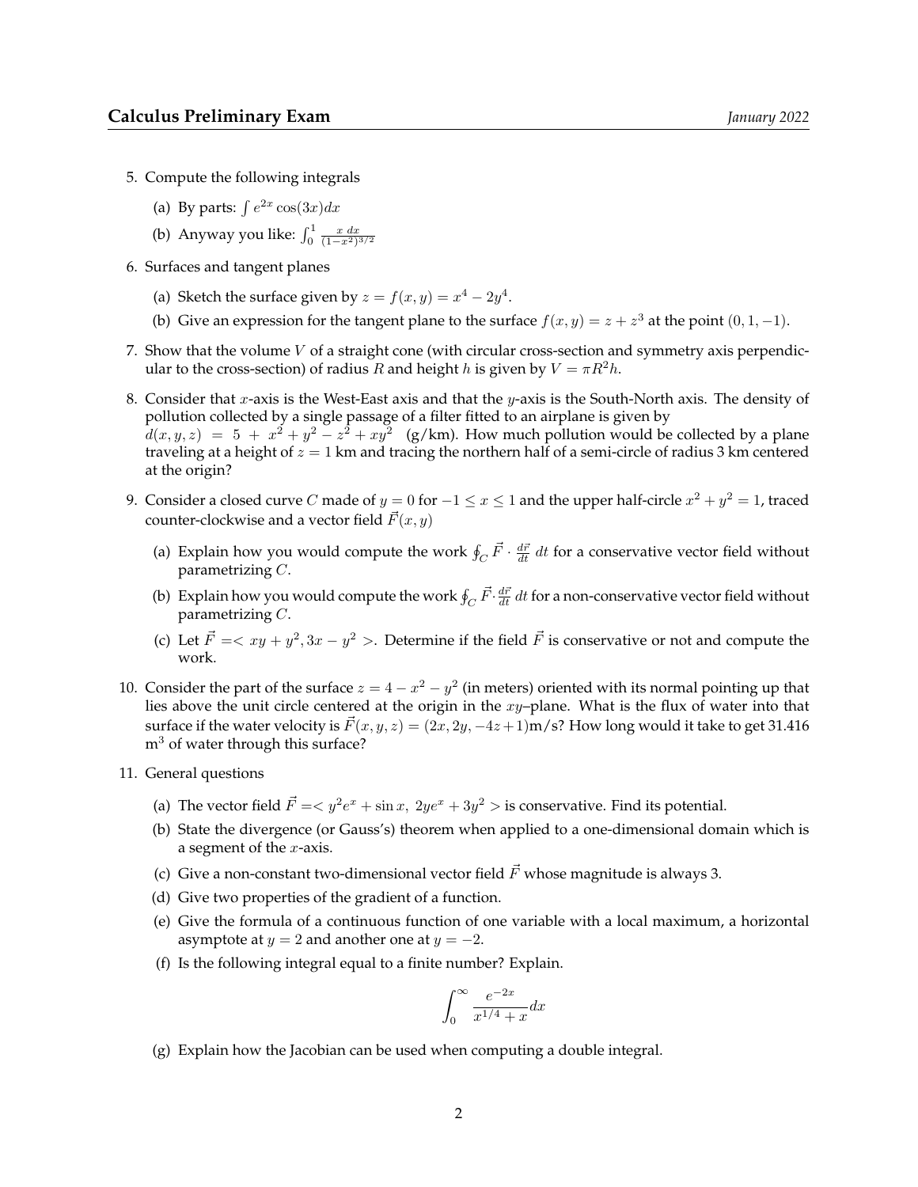5. Compute the following integrals

   (a) By parts: $\int e^{2x} \cos(3x) dx$

   (b) Anyway you like: $\int_0^1 \frac{x\ dx}{(1-x^2)^{3/2}}$

6. Surfaces and tangent planes

   (a) Sketch the surface given by $z = f(x, y) = x^4 - 2y^4$.

   (b) Give an expression for the tangent plane to the surface $f(x, y) = z + z^3$ at the point $(0, 1, -1)$.

7. Show that the volume $V$ of a straight cone (with circular cross-section and symmetry axis perpendicular to the cross-section) of radius $R$ and height $h$ is given by $V = \pi R^2 h$.

8. Consider that $x$-axis is the West-East axis and that the $y$-axis is the South-North axis. The density of pollution collected by a single passage of a filter fitted to an airplane is given by $d(x, y, z) = 5 + x^2 + y^2 - z^2 + xy^2$ (g/km). How much pollution would be collected by a plane traveling at a height of $z = 1$ km and tracing the northern half of a semi-circle of radius 3 km centered at the origin?

9. Consider a closed curve $C$ made of $y = 0$ for $-1 \leq x \leq 1$ and the upper half-circle $x^2 + y^2 = 1$, traced counter-clockwise and a vector field $\vec{F}(x, y)$

   (a) Explain how you would compute the work $\oint_C \vec{F} \cdot \frac{d\vec{r}}{dt}\ dt$ for a conservative vector field without parametrizing $C$.

   (b) Explain how you would compute the work $\oint_C \vec{F} \cdot \frac{d\vec{r}}{dt}\ dt$ for a non-conservative vector field without parametrizing $C$.

   (c) Let $\vec{F} = < xy + y^2, 3x - y^2 >$. Determine if the field $\vec{F}$ is conservative or not and compute the work.

10. Consider the part of the surface $z = 4 - x^2 - y^2$ (in meters) oriented with its normal pointing up that lies above the unit circle centered at the origin in the $xy$–plane. What is the flux of water into that surface if the water velocity is $\vec{F}(x, y, z) = (2x, 2y, -4z + 1)$m/s? How long would it take to get 31.416 m$^3$ of water through this surface?

11. General questions

    (a) The vector field $\vec{F} = < y^2 e^x + \sin x,\ 2ye^x + 3y^2 >$ is conservative. Find its potential.

    (b) State the divergence (or Gauss's) theorem when applied to a one-dimensional domain which is a segment of the $x$-axis.

    (c) Give a non-constant two-dimensional vector field $\vec{F}$ whose magnitude is always 3.

    (d) Give two properties of the gradient of a function.

    (e) Give the formula of a continuous function of one variable with a local maximum, a horizontal asymptote at $y = 2$ and another one at $y = -2$.

    (f) Is the following integral equal to a finite number? Explain.

    $$\int_0^\infty \frac{e^{-2x}}{x^{1/4} + x} dx$$

    (g) Explain how the Jacobian can be used when computing a double integral.